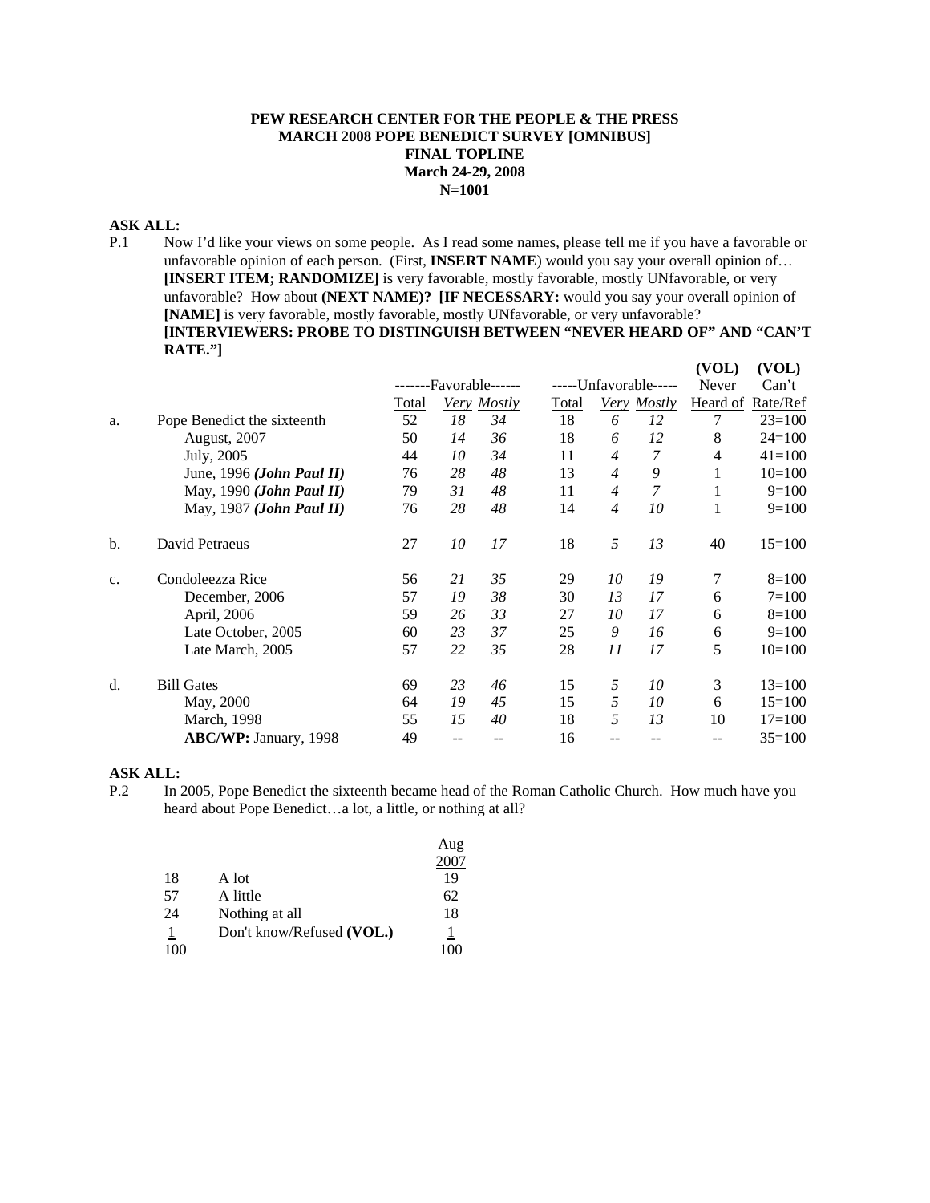**PEW RESEARCH CENTER FOR THE PEOPLE & THE PRESS**
**MARCH 2008 POPE BENEDICT SURVEY [OMNIBUS]**
**FINAL TOPLINE**
**March 24-29, 2008**
**N=1001**

**ASK ALL:**

P.1 Now I'd like your views on some people. As I read some names, please tell me if you have a favorable or unfavorable opinion of each person. (First, **INSERT NAME**) would you say your overall opinion of… **[INSERT ITEM; RANDOMIZE]** is very favorable, mostly favorable, mostly UNfavorable, or very unfavorable? How about **(NEXT NAME)? [IF NECESSARY:** would you say your overall opinion of **[NAME]** is very favorable, mostly favorable, mostly UNfavorable, or very unfavorable? **[INTERVIEWERS: PROBE TO DISTINGUISH BETWEEN "NEVER HEARD OF" AND "CAN'T RATE."]**

| | | -------Favorable------ | | | -----Unfavorable----- | | | (VOL) Never | (VOL) Can't |
|---|---|---|---|---|---|---|---|---|---|
| | | Total | *Very* | *Mostly* | Total | *Very* | *Mostly* | Heard of | Rate/Ref |
| a. | Pope Benedict the sixteenth | 52 | *18* | *34* | 18 | *6* | *12* | 7 | 23=100 |
| | August, 2007 | 50 | *14* | *36* | 18 | *6* | *12* | 8 | 24=100 |
| | July, 2005 | 44 | *10* | *34* | 11 | *4* | *7* | 4 | 41=100 |
| | June, 1996 ***(John Paul II)*** | 76 | *28* | *48* | 13 | *4* | *9* | 1 | 10=100 |
| | May, 1990 ***(John Paul II)*** | 79 | *31* | *48* | 11 | *4* | *7* | 1 | 9=100 |
| | May, 1987 ***(John Paul II)*** | 76 | *28* | *48* | 14 | *4* | *10* | 1 | 9=100 |
| | | | | | | | | | |
| b. | David Petraeus | 27 | *10* | *17* | 18 | *5* | *13* | 40 | 15=100 |
| | | | | | | | | | |
| c. | Condoleezza Rice | 56 | *21* | *35* | 29 | *10* | *19* | 7 | 8=100 |
| | December, 2006 | 57 | *19* | *38* | 30 | *13* | *17* | 6 | 7=100 |
| | April, 2006 | 59 | *26* | *33* | 27 | *10* | *17* | 6 | 8=100 |
| | Late October, 2005 | 60 | *23* | *37* | 25 | *9* | *16* | 6 | 9=100 |
| | Late March, 2005 | 57 | *22* | *35* | 28 | *11* | *17* | 5 | 10=100 |
| | | | | | | | | | |
| d. | Bill Gates | 69 | *23* | *46* | 15 | *5* | *10* | 3 | 13=100 |
| | May, 2000 | 64 | *19* | *45* | 15 | *5* | *10* | 6 | 15=100 |
| | March, 1998 | 55 | *15* | *40* | 18 | *5* | *13* | 10 | 17=100 |
| | **ABC/WP:** January, 1998 | 49 | -- | -- | 16 | -- | -- | -- | 35=100 |

**ASK ALL:**

P.2 In 2005, Pope Benedict the sixteenth became head of the Roman Catholic Church. How much have you heard about Pope Benedict…a lot, a little, or nothing at all?

| | | Aug 2007 |
|---|---|---|
| 18 | A lot | 19 |
| 57 | A little | 62 |
| 24 | Nothing at all | 18 |
| 1 | Don't know/Refused **(VOL.)** | 1 |
| 100 | | 100 |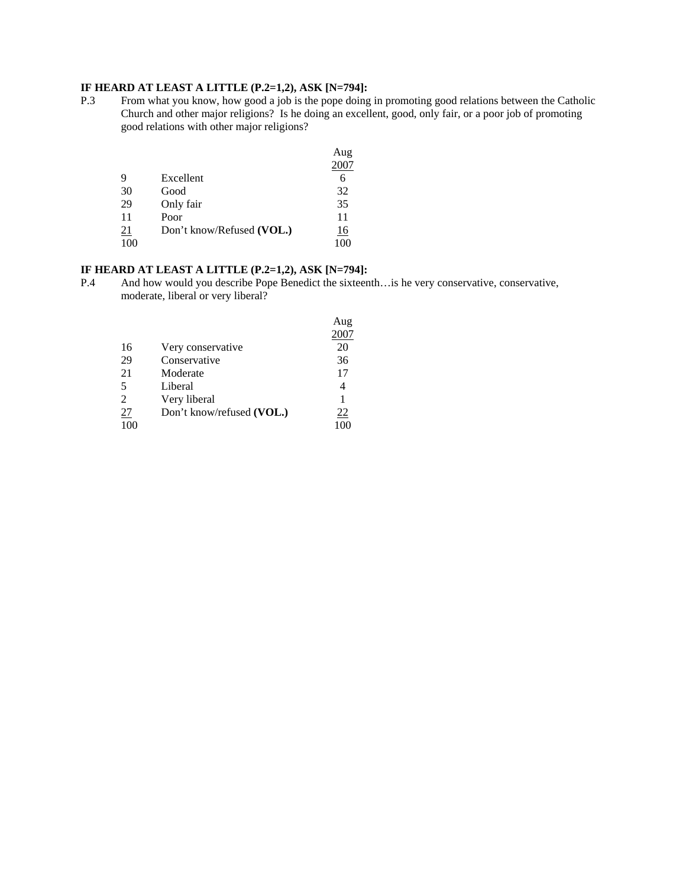**IF HEARD AT LEAST A LITTLE (P.2=1,2), ASK [N=794]:**

P.3 From what you know, how good a job is the pope doing in promoting good relations between the Catholic Church and other major religions? Is he doing an excellent, good, only fair, or a poor job of promoting good relations with other major religions?

| | | Aug 2007 |
|---|---|---|
| 9 | Excellent | 6 |
| 30 | Good | 32 |
| 29 | Only fair | 35 |
| 11 | Poor | 11 |
| 21 | Don't know/Refused **(VOL.)** | 16 |
| 100 | | 100 |

**IF HEARD AT LEAST A LITTLE (P.2=1,2), ASK [N=794]:**

P.4 And how would you describe Pope Benedict the sixteenth…is he very conservative, conservative, moderate, liberal or very liberal?

| | | Aug 2007 |
|---|---|---|
| 16 | Very conservative | 20 |
| 29 | Conservative | 36 |
| 21 | Moderate | 17 |
| 5 | Liberal | 4 |
| 2 | Very liberal | 1 |
| 27 | Don't know/refused **(VOL.)** | 22 |
| 100 | | 100 |